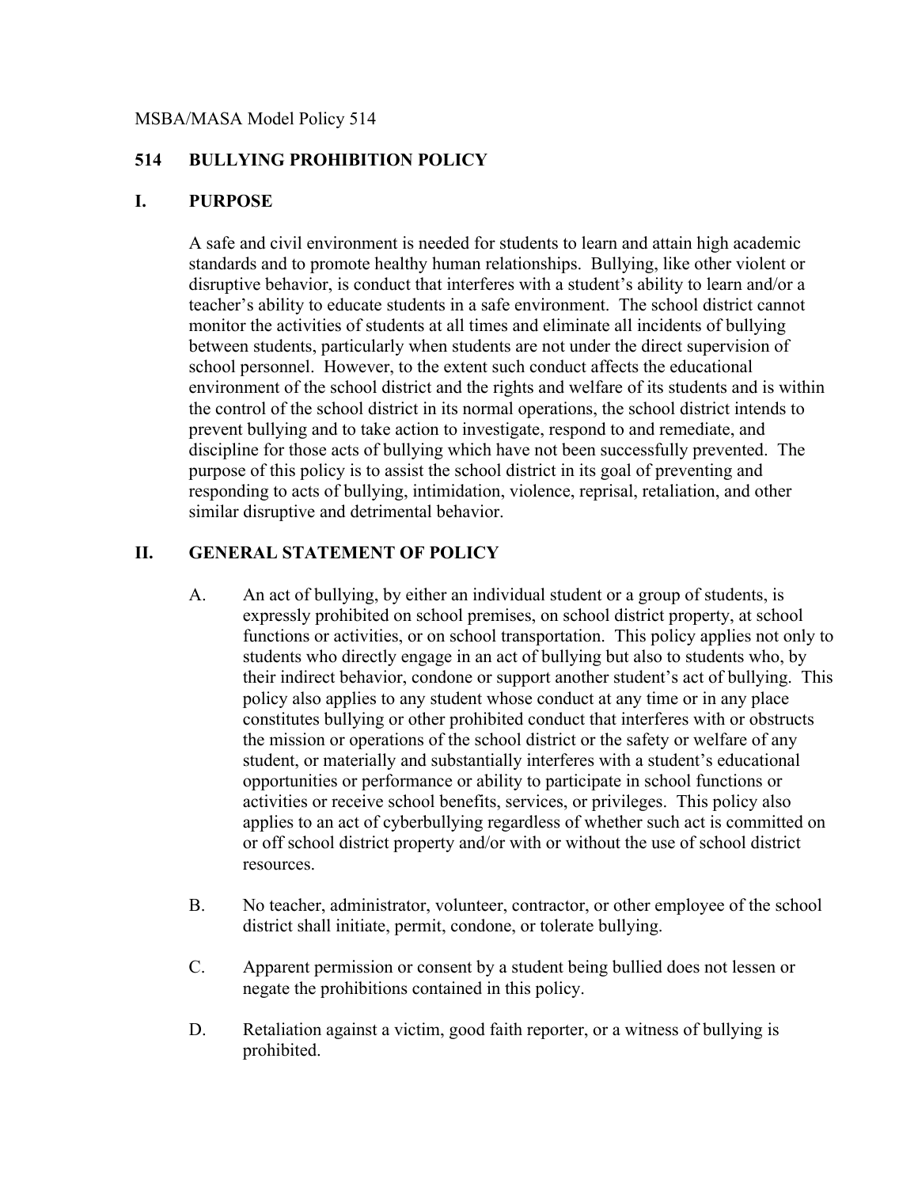MSBA/MASA Model Policy 514

# 514 BULLYING PROHIBITION POLICY

## I. PURPOSE

A safe and civil environment is needed for students to learn and attain high academic standards and to promote healthy human relationships. Bullying, like other violent or disruptive behavior, is conduct that interferes with a student's ability to learn and/or a teacher's ability to educate students in a safe environment. The school district cannot monitor the activities of students at all times and eliminate all incidents of bullying between students, particularly when students are not under the direct supervision of school personnel. However, to the extent such conduct affects the educational environment of the school district and the rights and welfare of its students and is within the control of the school district in its normal operations, the school district intends to prevent bullying and to take action to investigate, respond to and remediate, and discipline for those acts of bullying which have not been successfully prevented. The purpose of this policy is to assist the school district in its goal of preventing and responding to acts of bullying, intimidation, violence, reprisal, retaliation, and other similar disruptive and detrimental behavior.

## II. GENERAL STATEMENT OF POLICY

A. An act of bullying, by either an individual student or a group of students, is expressly prohibited on school premises, on school district property, at school functions or activities, or on school transportation. This policy applies not only to students who directly engage in an act of bullying but also to students who, by their indirect behavior, condone or support another student's act of bullying. This policy also applies to any student whose conduct at any time or in any place constitutes bullying or other prohibited conduct that interferes with or obstructs the mission or operations of the school district or the safety or welfare of any student, or materially and substantially interferes with a student's educational opportunities or performance or ability to participate in school functions or activities or receive school benefits, services, or privileges. This policy also applies to an act of cyberbullying regardless of whether such act is committed on or off school district property and/or with or without the use of school district resources.

B. No teacher, administrator, volunteer, contractor, or other employee of the school district shall initiate, permit, condone, or tolerate bullying.

C. Apparent permission or consent by a student being bullied does not lessen or negate the prohibitions contained in this policy.

D. Retaliation against a victim, good faith reporter, or a witness of bullying is prohibited.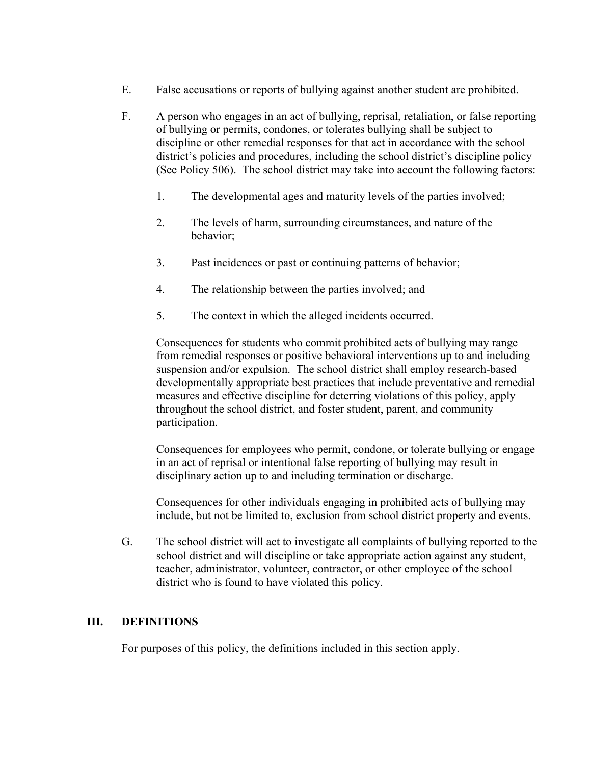E. False accusations or reports of bullying against another student are prohibited.

F. A person who engages in an act of bullying, reprisal, retaliation, or false reporting of bullying or permits, condones, or tolerates bullying shall be subject to discipline or other remedial responses for that act in accordance with the school district's policies and procedures, including the school district's discipline policy (See Policy 506). The school district may take into account the following factors:

   1. The developmental ages and maturity levels of the parties involved;

   2. The levels of harm, surrounding circumstances, and nature of the behavior;

   3. Past incidences or past or continuing patterns of behavior;

   4. The relationship between the parties involved; and

   5. The context in which the alleged incidents occurred.

   Consequences for students who commit prohibited acts of bullying may range from remedial responses or positive behavioral interventions up to and including suspension and/or expulsion. The school district shall employ research-based developmentally appropriate best practices that include preventative and remedial measures and effective discipline for deterring violations of this policy, apply throughout the school district, and foster student, parent, and community participation.

   Consequences for employees who permit, condone, or tolerate bullying or engage in an act of reprisal or intentional false reporting of bullying may result in disciplinary action up to and including termination or discharge.

   Consequences for other individuals engaging in prohibited acts of bullying may include, but not be limited to, exclusion from school district property and events.

G. The school district will act to investigate all complaints of bullying reported to the school district and will discipline or take appropriate action against any student, teacher, administrator, volunteer, contractor, or other employee of the school district who is found to have violated this policy.

## III. DEFINITIONS

For purposes of this policy, the definitions included in this section apply.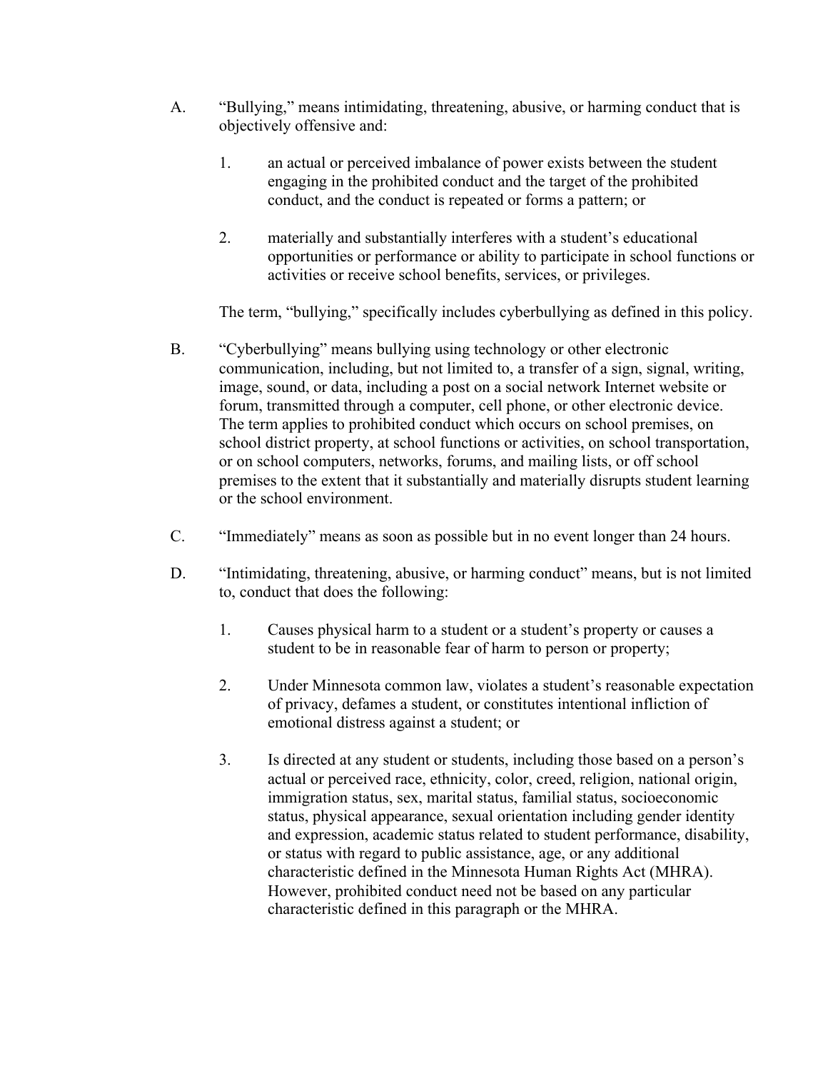A. "Bullying," means intimidating, threatening, abusive, or harming conduct that is objectively offensive and:

   1. an actual or perceived imbalance of power exists between the student engaging in the prohibited conduct and the target of the prohibited conduct, and the conduct is repeated or forms a pattern; or

   2. materially and substantially interferes with a student's educational opportunities or performance or ability to participate in school functions or activities or receive school benefits, services, or privileges.

   The term, "bullying," specifically includes cyberbullying as defined in this policy.

B. "Cyberbullying" means bullying using technology or other electronic communication, including, but not limited to, a transfer of a sign, signal, writing, image, sound, or data, including a post on a social network Internet website or forum, transmitted through a computer, cell phone, or other electronic device. The term applies to prohibited conduct which occurs on school premises, on school district property, at school functions or activities, on school transportation, or on school computers, networks, forums, and mailing lists, or off school premises to the extent that it substantially and materially disrupts student learning or the school environment.

C. "Immediately" means as soon as possible but in no event longer than 24 hours.

D. "Intimidating, threatening, abusive, or harming conduct" means, but is not limited to, conduct that does the following:

   1. Causes physical harm to a student or a student's property or causes a student to be in reasonable fear of harm to person or property;

   2. Under Minnesota common law, violates a student's reasonable expectation of privacy, defames a student, or constitutes intentional infliction of emotional distress against a student; or

   3. Is directed at any student or students, including those based on a person's actual or perceived race, ethnicity, color, creed, religion, national origin, immigration status, sex, marital status, familial status, socioeconomic status, physical appearance, sexual orientation including gender identity and expression, academic status related to student performance, disability, or status with regard to public assistance, age, or any additional characteristic defined in the Minnesota Human Rights Act (MHRA). However, prohibited conduct need not be based on any particular characteristic defined in this paragraph or the MHRA.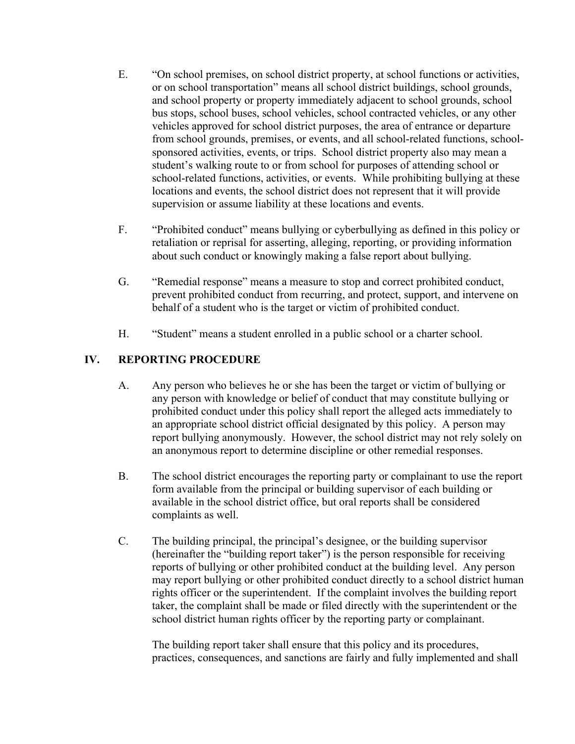E. "On school premises, on school district property, at school functions or activities, or on school transportation" means all school district buildings, school grounds, and school property or property immediately adjacent to school grounds, school bus stops, school buses, school vehicles, school contracted vehicles, or any other vehicles approved for school district purposes, the area of entrance or departure from school grounds, premises, or events, and all school-related functions, school-sponsored activities, events, or trips. School district property also may mean a student's walking route to or from school for purposes of attending school or school-related functions, activities, or events. While prohibiting bullying at these locations and events, the school district does not represent that it will provide supervision or assume liability at these locations and events.

F. "Prohibited conduct" means bullying or cyberbullying as defined in this policy or retaliation or reprisal for asserting, alleging, reporting, or providing information about such conduct or knowingly making a false report about bullying.

G. "Remedial response" means a measure to stop and correct prohibited conduct, prevent prohibited conduct from recurring, and protect, support, and intervene on behalf of a student who is the target or victim of prohibited conduct.

H. "Student" means a student enrolled in a public school or a charter school.

## IV. REPORTING PROCEDURE

A. Any person who believes he or she has been the target or victim of bullying or any person with knowledge or belief of conduct that may constitute bullying or prohibited conduct under this policy shall report the alleged acts immediately to an appropriate school district official designated by this policy. A person may report bullying anonymously. However, the school district may not rely solely on an anonymous report to determine discipline or other remedial responses.

B. The school district encourages the reporting party or complainant to use the report form available from the principal or building supervisor of each building or available in the school district office, but oral reports shall be considered complaints as well.

C. The building principal, the principal's designee, or the building supervisor (hereinafter the "building report taker") is the person responsible for receiving reports of bullying or other prohibited conduct at the building level. Any person may report bullying or other prohibited conduct directly to a school district human rights officer or the superintendent. If the complaint involves the building report taker, the complaint shall be made or filed directly with the superintendent or the school district human rights officer by the reporting party or complainant.

The building report taker shall ensure that this policy and its procedures, practices, consequences, and sanctions are fairly and fully implemented and shall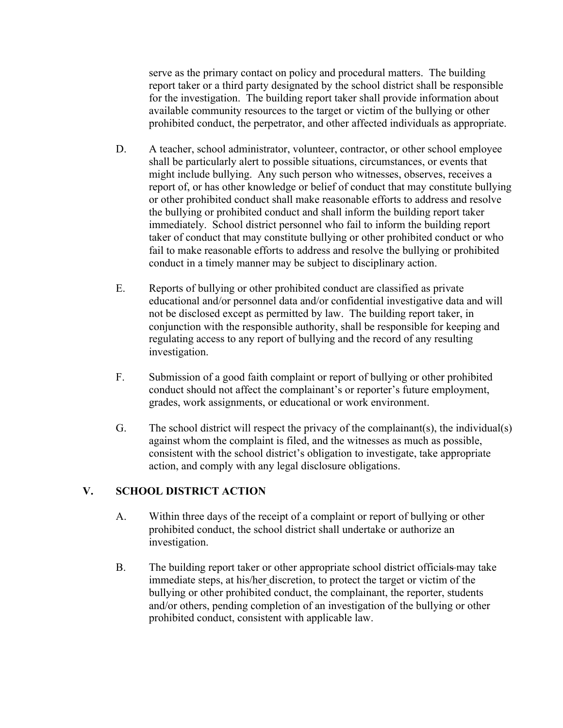serve as the primary contact on policy and procedural matters. The building report taker or a third party designated by the school district shall be responsible for the investigation. The building report taker shall provide information about available community resources to the target or victim of the bullying or other prohibited conduct, the perpetrator, and other affected individuals as appropriate.

D. A teacher, school administrator, volunteer, contractor, or other school employee shall be particularly alert to possible situations, circumstances, or events that might include bullying. Any such person who witnesses, observes, receives a report of, or has other knowledge or belief of conduct that may constitute bullying or other prohibited conduct shall make reasonable efforts to address and resolve the bullying or prohibited conduct and shall inform the building report taker immediately. School district personnel who fail to inform the building report taker of conduct that may constitute bullying or other prohibited conduct or who fail to make reasonable efforts to address and resolve the bullying or prohibited conduct in a timely manner may be subject to disciplinary action.

E. Reports of bullying or other prohibited conduct are classified as private educational and/or personnel data and/or confidential investigative data and will not be disclosed except as permitted by law. The building report taker, in conjunction with the responsible authority, shall be responsible for keeping and regulating access to any report of bullying and the record of any resulting investigation.

F. Submission of a good faith complaint or report of bullying or other prohibited conduct should not affect the complainant's or reporter's future employment, grades, work assignments, or educational or work environment.

G. The school district will respect the privacy of the complainant(s), the individual(s) against whom the complaint is filed, and the witnesses as much as possible, consistent with the school district's obligation to investigate, take appropriate action, and comply with any legal disclosure obligations.

## V. SCHOOL DISTRICT ACTION

A. Within three days of the receipt of a complaint or report of bullying or other prohibited conduct, the school district shall undertake or authorize an investigation.

B. The building report taker or other appropriate school district officials may take immediate steps, at his/her discretion, to protect the target or victim of the bullying or other prohibited conduct, the complainant, the reporter, students and/or others, pending completion of an investigation of the bullying or other prohibited conduct, consistent with applicable law.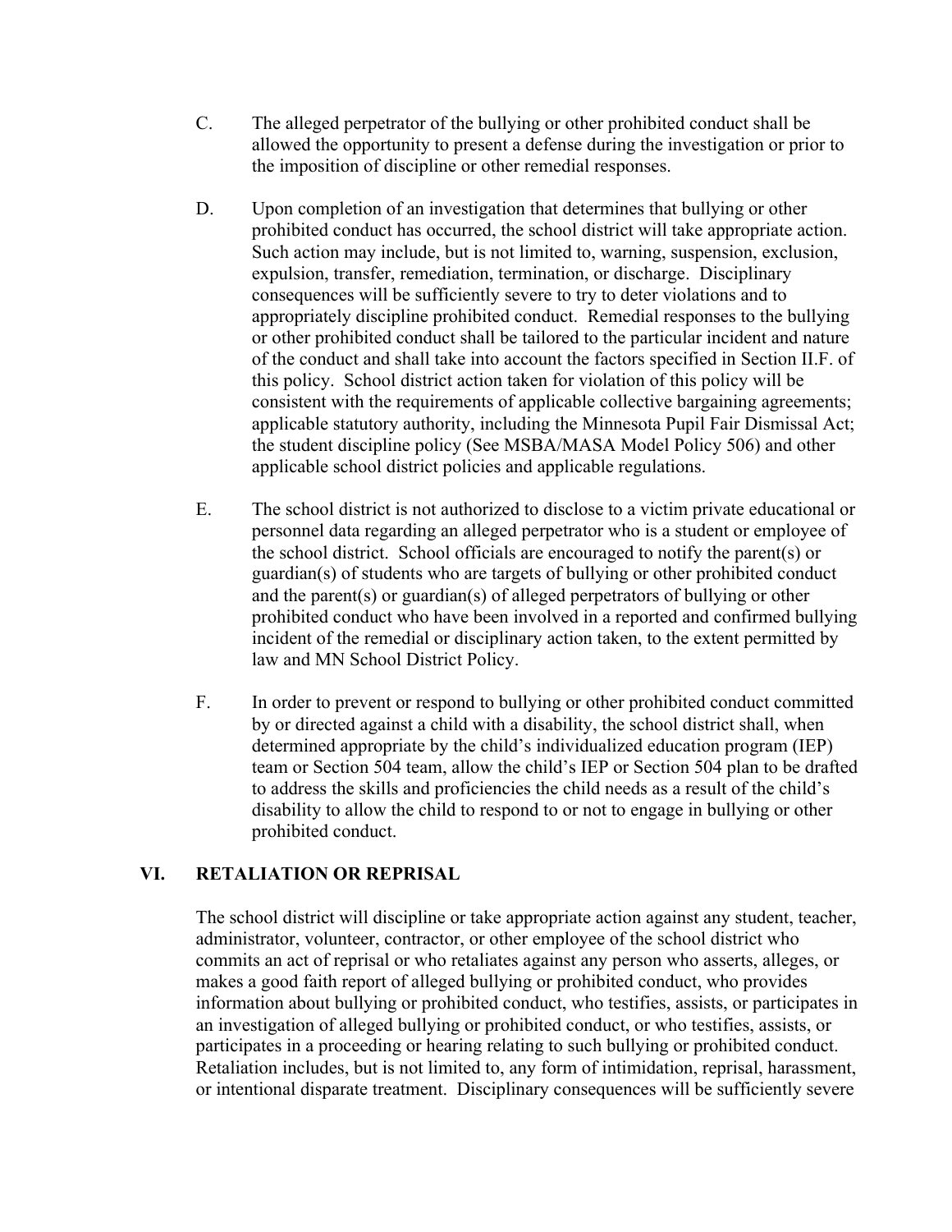C. The alleged perpetrator of the bullying or other prohibited conduct shall be allowed the opportunity to present a defense during the investigation or prior to the imposition of discipline or other remedial responses.

D. Upon completion of an investigation that determines that bullying or other prohibited conduct has occurred, the school district will take appropriate action. Such action may include, but is not limited to, warning, suspension, exclusion, expulsion, transfer, remediation, termination, or discharge. Disciplinary consequences will be sufficiently severe to try to deter violations and to appropriately discipline prohibited conduct. Remedial responses to the bullying or other prohibited conduct shall be tailored to the particular incident and nature of the conduct and shall take into account the factors specified in Section II.F. of this policy. School district action taken for violation of this policy will be consistent with the requirements of applicable collective bargaining agreements; applicable statutory authority, including the Minnesota Pupil Fair Dismissal Act; the student discipline policy (See MSBA/MASA Model Policy 506) and other applicable school district policies and applicable regulations.

E. The school district is not authorized to disclose to a victim private educational or personnel data regarding an alleged perpetrator who is a student or employee of the school district. School officials are encouraged to notify the parent(s) or guardian(s) of students who are targets of bullying or other prohibited conduct and the parent(s) or guardian(s) of alleged perpetrators of bullying or other prohibited conduct who have been involved in a reported and confirmed bullying incident of the remedial or disciplinary action taken, to the extent permitted by law and MN School District Policy.

F. In order to prevent or respond to bullying or other prohibited conduct committed by or directed against a child with a disability, the school district shall, when determined appropriate by the child's individualized education program (IEP) team or Section 504 team, allow the child's IEP or Section 504 plan to be drafted to address the skills and proficiencies the child needs as a result of the child's disability to allow the child to respond to or not to engage in bullying or other prohibited conduct.

## VI. RETALIATION OR REPRISAL

The school district will discipline or take appropriate action against any student, teacher, administrator, volunteer, contractor, or other employee of the school district who commits an act of reprisal or who retaliates against any person who asserts, alleges, or makes a good faith report of alleged bullying or prohibited conduct, who provides information about bullying or prohibited conduct, who testifies, assists, or participates in an investigation of alleged bullying or prohibited conduct, or who testifies, assists, or participates in a proceeding or hearing relating to such bullying or prohibited conduct. Retaliation includes, but is not limited to, any form of intimidation, reprisal, harassment, or intentional disparate treatment. Disciplinary consequences will be sufficiently severe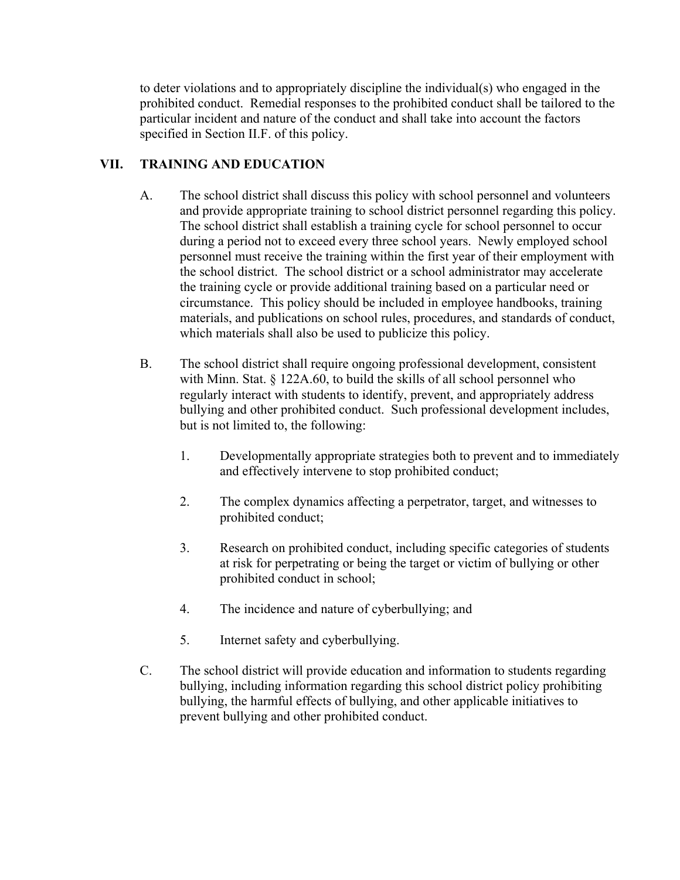to deter violations and to appropriately discipline the individual(s) who engaged in the prohibited conduct. Remedial responses to the prohibited conduct shall be tailored to the particular incident and nature of the conduct and shall take into account the factors specified in Section II.F. of this policy.

## VII. TRAINING AND EDUCATION

A. The school district shall discuss this policy with school personnel and volunteers and provide appropriate training to school district personnel regarding this policy. The school district shall establish a training cycle for school personnel to occur during a period not to exceed every three school years. Newly employed school personnel must receive the training within the first year of their employment with the school district. The school district or a school administrator may accelerate the training cycle or provide additional training based on a particular need or circumstance. This policy should be included in employee handbooks, training materials, and publications on school rules, procedures, and standards of conduct, which materials shall also be used to publicize this policy.

B. The school district shall require ongoing professional development, consistent with Minn. Stat. § 122A.60, to build the skills of all school personnel who regularly interact with students to identify, prevent, and appropriately address bullying and other prohibited conduct. Such professional development includes, but is not limited to, the following:

1. Developmentally appropriate strategies both to prevent and to immediately and effectively intervene to stop prohibited conduct;

2. The complex dynamics affecting a perpetrator, target, and witnesses to prohibited conduct;

3. Research on prohibited conduct, including specific categories of students at risk for perpetrating or being the target or victim of bullying or other prohibited conduct in school;

4. The incidence and nature of cyberbullying; and

5. Internet safety and cyberbullying.

C. The school district will provide education and information to students regarding bullying, including information regarding this school district policy prohibiting bullying, the harmful effects of bullying, and other applicable initiatives to prevent bullying and other prohibited conduct.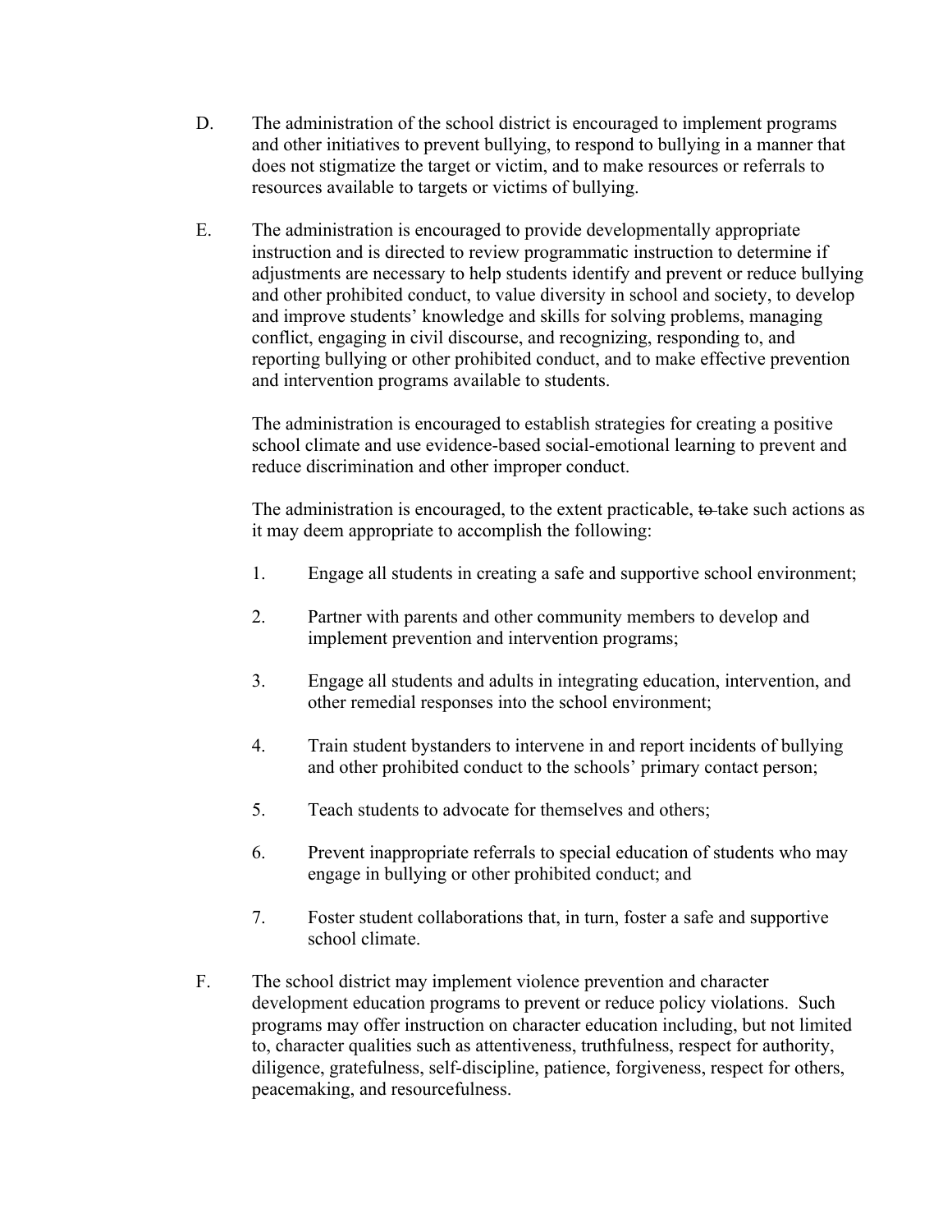D. The administration of the school district is encouraged to implement programs and other initiatives to prevent bullying, to respond to bullying in a manner that does not stigmatize the target or victim, and to make resources or referrals to resources available to targets or victims of bullying.

E. The administration is encouraged to provide developmentally appropriate instruction and is directed to review programmatic instruction to determine if adjustments are necessary to help students identify and prevent or reduce bullying and other prohibited conduct, to value diversity in school and society, to develop and improve students' knowledge and skills for solving problems, managing conflict, engaging in civil discourse, and recognizing, responding to, and reporting bullying or other prohibited conduct, and to make effective prevention and intervention programs available to students.

The administration is encouraged to establish strategies for creating a positive school climate and use evidence-based social-emotional learning to prevent and reduce discrimination and other improper conduct.

The administration is encouraged, to the extent practicable, ~~to~~ take such actions as it may deem appropriate to accomplish the following:

1. Engage all students in creating a safe and supportive school environment;

2. Partner with parents and other community members to develop and implement prevention and intervention programs;

3. Engage all students and adults in integrating education, intervention, and other remedial responses into the school environment;

4. Train student bystanders to intervene in and report incidents of bullying and other prohibited conduct to the schools' primary contact person;

5. Teach students to advocate for themselves and others;

6. Prevent inappropriate referrals to special education of students who may engage in bullying or other prohibited conduct; and

7. Foster student collaborations that, in turn, foster a safe and supportive school climate.

F. The school district may implement violence prevention and character development education programs to prevent or reduce policy violations. Such programs may offer instruction on character education including, but not limited to, character qualities such as attentiveness, truthfulness, respect for authority, diligence, gratefulness, self-discipline, patience, forgiveness, respect for others, peacemaking, and resourcefulness.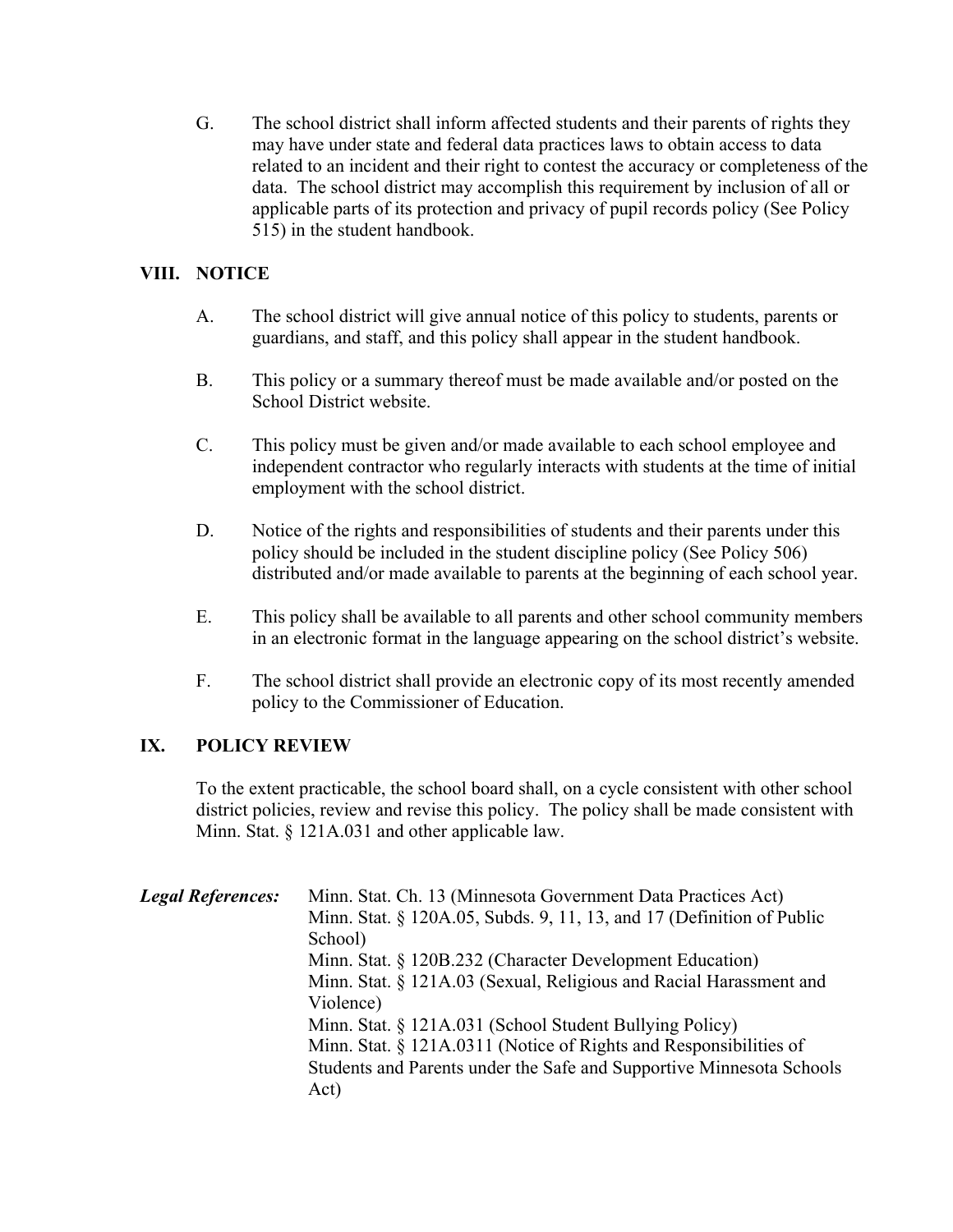G. The school district shall inform affected students and their parents of rights they may have under state and federal data practices laws to obtain access to data related to an incident and their right to contest the accuracy or completeness of the data. The school district may accomplish this requirement by inclusion of all or applicable parts of its protection and privacy of pupil records policy (See Policy 515) in the student handbook.

## VIII. NOTICE

A. The school district will give annual notice of this policy to students, parents or guardians, and staff, and this policy shall appear in the student handbook.

B. This policy or a summary thereof must be made available and/or posted on the School District website.

C. This policy must be given and/or made available to each school employee and independent contractor who regularly interacts with students at the time of initial employment with the school district.

D. Notice of the rights and responsibilities of students and their parents under this policy should be included in the student discipline policy (See Policy 506) distributed and/or made available to parents at the beginning of each school year.

E. This policy shall be available to all parents and other school community members in an electronic format in the language appearing on the school district's website.

F. The school district shall provide an electronic copy of its most recently amended policy to the Commissioner of Education.

## IX. POLICY REVIEW

To the extent practicable, the school board shall, on a cycle consistent with other school district policies, review and revise this policy. The policy shall be made consistent with Minn. Stat. § 121A.031 and other applicable law.

***Legal References:***

Minn. Stat. Ch. 13 (Minnesota Government Data Practices Act)
Minn. Stat. § 120A.05, Subds. 9, 11, 13, and 17 (Definition of Public School)
Minn. Stat. § 120B.232 (Character Development Education)
Minn. Stat. § 121A.03 (Sexual, Religious and Racial Harassment and Violence)
Minn. Stat. § 121A.031 (School Student Bullying Policy)
Minn. Stat. § 121A.0311 (Notice of Rights and Responsibilities of Students and Parents under the Safe and Supportive Minnesota Schools Act)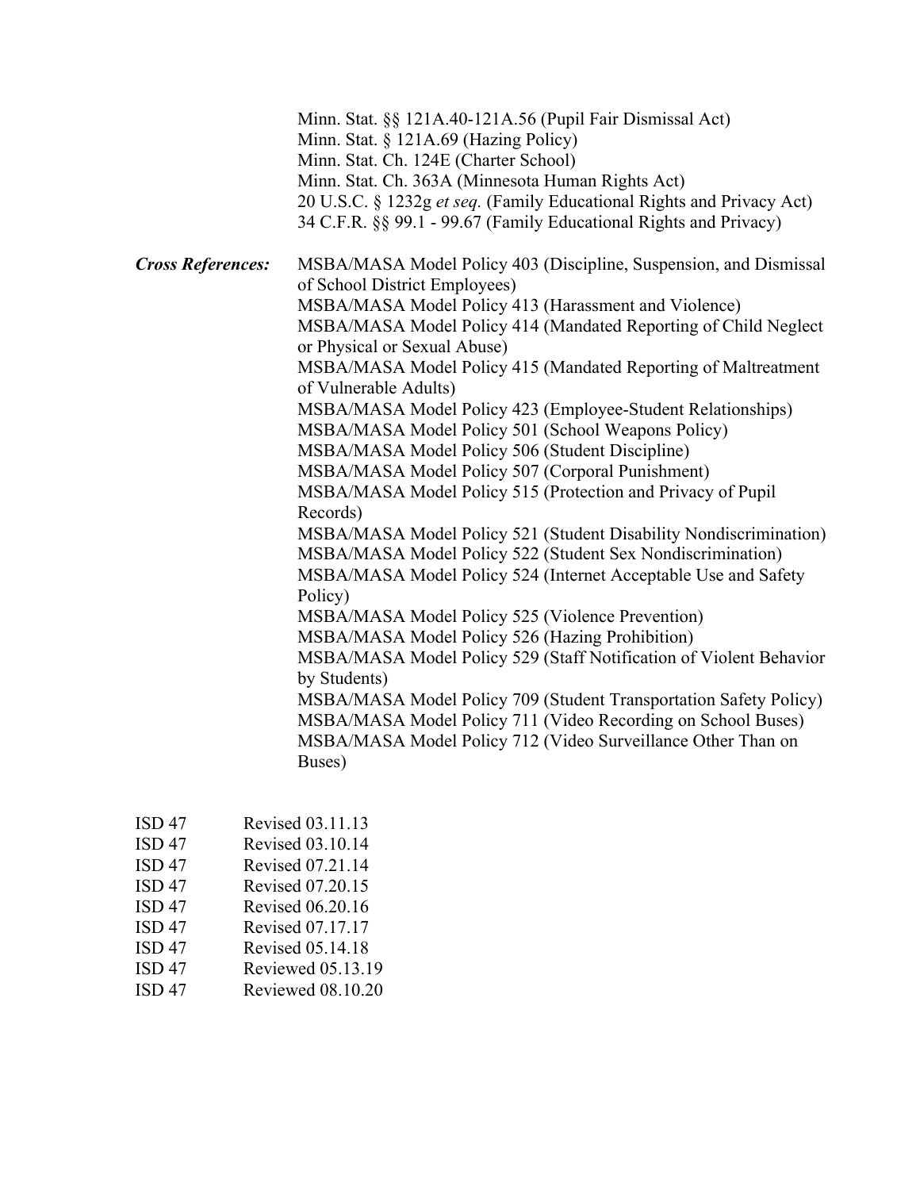Minn. Stat. §§ 121A.40-121A.56 (Pupil Fair Dismissal Act)
Minn. Stat. § 121A.69 (Hazing Policy)
Minn. Stat. Ch. 124E (Charter School)
Minn. Stat. Ch. 363A (Minnesota Human Rights Act)
20 U.S.C. § 1232g *et seq.* (Family Educational Rights and Privacy Act)
34 C.F.R. §§ 99.1 - 99.67 (Family Educational Rights and Privacy)

***Cross References:***

MSBA/MASA Model Policy 403 (Discipline, Suspension, and Dismissal of School District Employees)
MSBA/MASA Model Policy 413 (Harassment and Violence)
MSBA/MASA Model Policy 414 (Mandated Reporting of Child Neglect or Physical or Sexual Abuse)
MSBA/MASA Model Policy 415 (Mandated Reporting of Maltreatment of Vulnerable Adults)
MSBA/MASA Model Policy 423 (Employee-Student Relationships)
MSBA/MASA Model Policy 501 (School Weapons Policy)
MSBA/MASA Model Policy 506 (Student Discipline)
MSBA/MASA Model Policy 507 (Corporal Punishment)
MSBA/MASA Model Policy 515 (Protection and Privacy of Pupil Records)
MSBA/MASA Model Policy 521 (Student Disability Nondiscrimination)
MSBA/MASA Model Policy 522 (Student Sex Nondiscrimination)
MSBA/MASA Model Policy 524 (Internet Acceptable Use and Safety Policy)
MSBA/MASA Model Policy 525 (Violence Prevention)
MSBA/MASA Model Policy 526 (Hazing Prohibition)
MSBA/MASA Model Policy 529 (Staff Notification of Violent Behavior by Students)
MSBA/MASA Model Policy 709 (Student Transportation Safety Policy)
MSBA/MASA Model Policy 711 (Video Recording on School Buses)
MSBA/MASA Model Policy 712 (Video Surveillance Other Than on Buses)

| | |
|---|---|
| ISD 47 | Revised 03.11.13 |
| ISD 47 | Revised 03.10.14 |
| ISD 47 | Revised 07.21.14 |
| ISD 47 | Revised 07.20.15 |
| ISD 47 | Revised 06.20.16 |
| ISD 47 | Revised 07.17.17 |
| ISD 47 | Revised 05.14.18 |
| ISD 47 | Reviewed 05.13.19 |
| ISD 47 | Reviewed 08.10.20 |